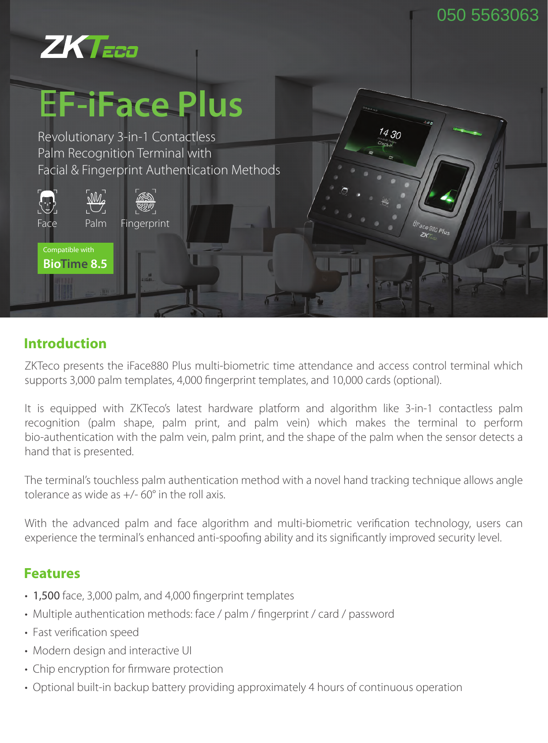050 5563063

ZKTeco

# EF-iFace Plus

Revolutionary 3-in-1 Contactless Palm Recognition Terminal with Facial & Fingerprint Authentication Methods

Face Palm Fingerprint

Compatible with
**BioTime 8.5**

## Introduction

ZKTeco presents the iFace880 Plus multi-biometric time attendance and access control terminal which supports 3,000 palm templates, 4,000 fingerprint templates, and 10,000 cards (optional).

It is equipped with ZKTeco's latest hardware platform and algorithm like 3-in-1 contactless palm recognition (palm shape, palm print, and palm vein) which makes the terminal to perform bio-authentication with the palm vein, palm print, and the shape of the palm when the sensor detects a hand that is presented.

The terminal's touchless palm authentication method with a novel hand tracking technique allows angle tolerance as wide as +/- 60° in the roll axis.

With the advanced palm and face algorithm and multi-biometric verification technology, users can experience the terminal's enhanced anti-spoofing ability and its significantly improved security level.

## Features

- 1,500 face, 3,000 palm, and 4,000 fingerprint templates
- Multiple authentication methods: face / palm / fingerprint / card / password
- Fast verification speed
- Modern design and interactive UI
- Chip encryption for firmware protection
- Optional built-in backup battery providing approximately 4 hours of continuous operation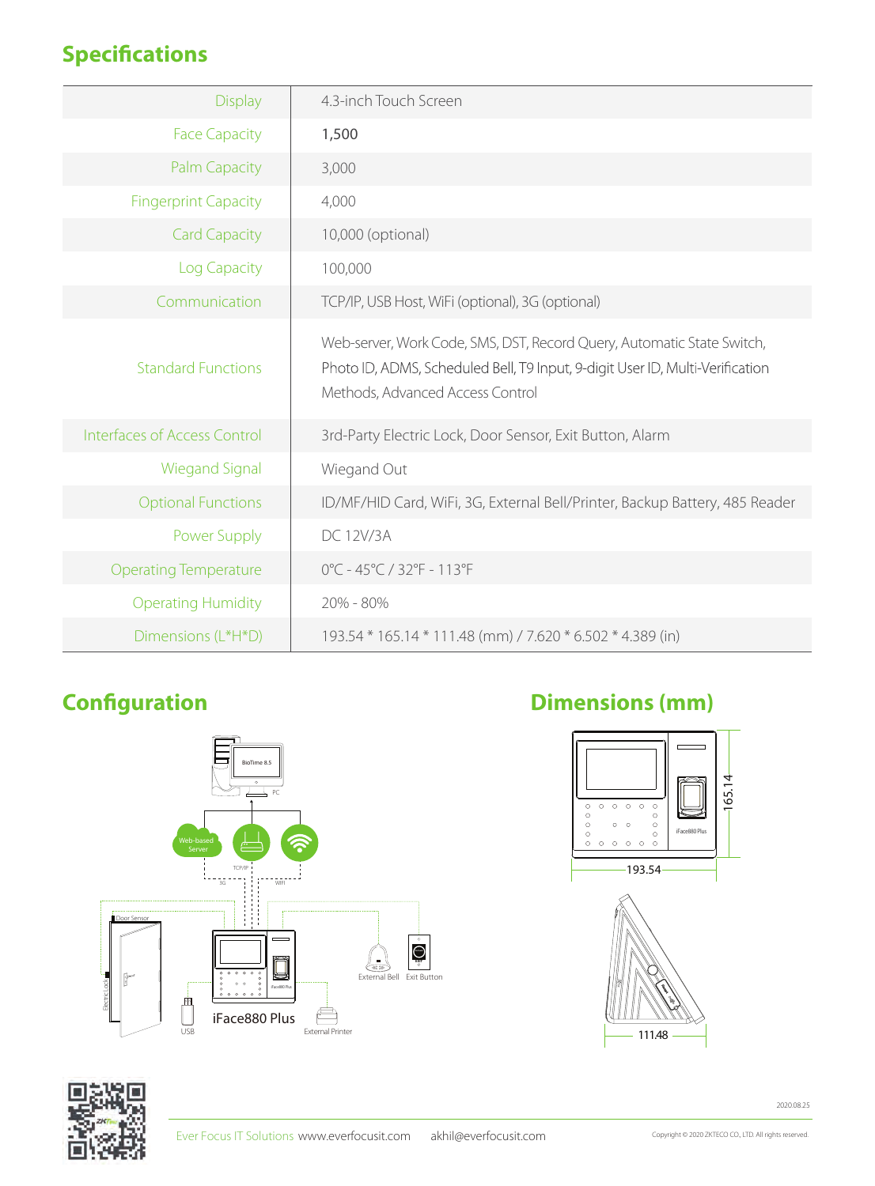## Specifications

| | |
|---|---|
| Display | 4.3-inch Touch Screen |
| Face Capacity | 1,500 |
| Palm Capacity | 3,000 |
| Fingerprint Capacity | 4,000 |
| Card Capacity | 10,000 (optional) |
| Log Capacity | 100,000 |
| Communication | TCP/IP, USB Host, WiFi (optional), 3G (optional) |
| Standard Functions | Web-server, Work Code, SMS, DST, Record Query, Automatic State Switch, Photo ID, ADMS, Scheduled Bell, T9 Input, 9-digit User ID, Multi-Verification Methods, Advanced Access Control |
| Interfaces of Access Control | 3rd-Party Electric Lock, Door Sensor, Exit Button, Alarm |
| Wiegand Signal | Wiegand Out |
| Optional Functions | ID/MF/HID Card, WiFi, 3G, External Bell/Printer, Backup Battery, 485 Reader |
| Power Supply | DC 12V/3A |
| Operating Temperature | 0°C - 45°C / 32°F - 113°F |
| Operating Humidity | 20% - 80% |
| Dimensions (L*H*D) | 193.54 * 165.14 * 111.48 (mm) / 7.620 * 6.502 * 4.389 (in) |

## Configuration

BioTime 8.5
PC
Web-based Server
TCP/IP
3G
WiFi
Door Sensor
Electric Lock
USB
iFace880 Plus
External Bell
Exit Button
External Printer

## Dimensions (mm)

165.14
193.54
111.48

2020.08.25

Ever Focus IT Solutions www.everfocusit.com akhil@everfocusit.com

Copyright © 2020 ZKTECO CO., LTD. All rights reserved.